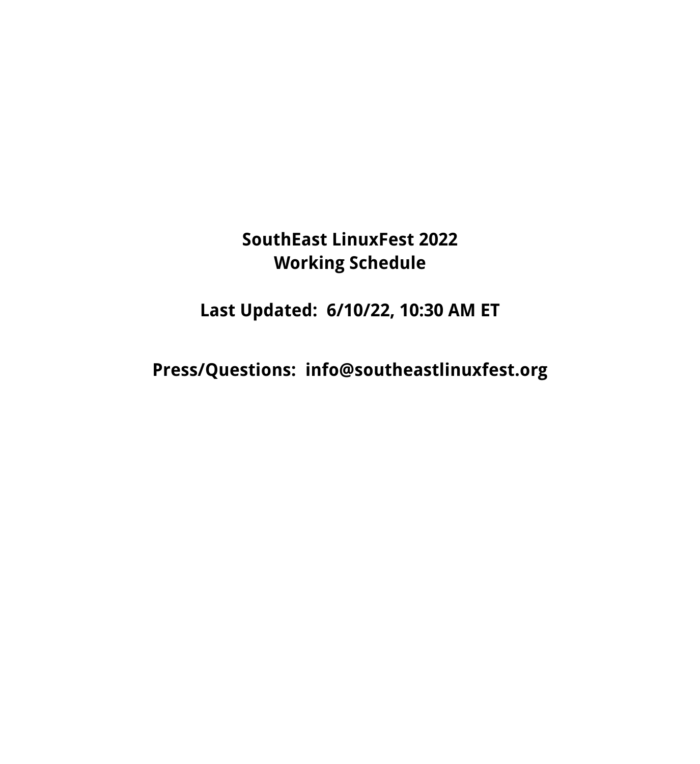# SouthEast LinuxFest 2022
# Working Schedule

**Last Updated: 6/10/22, 10:30 AM ET**

**Press/Questions: info@southeastlinuxfest.org**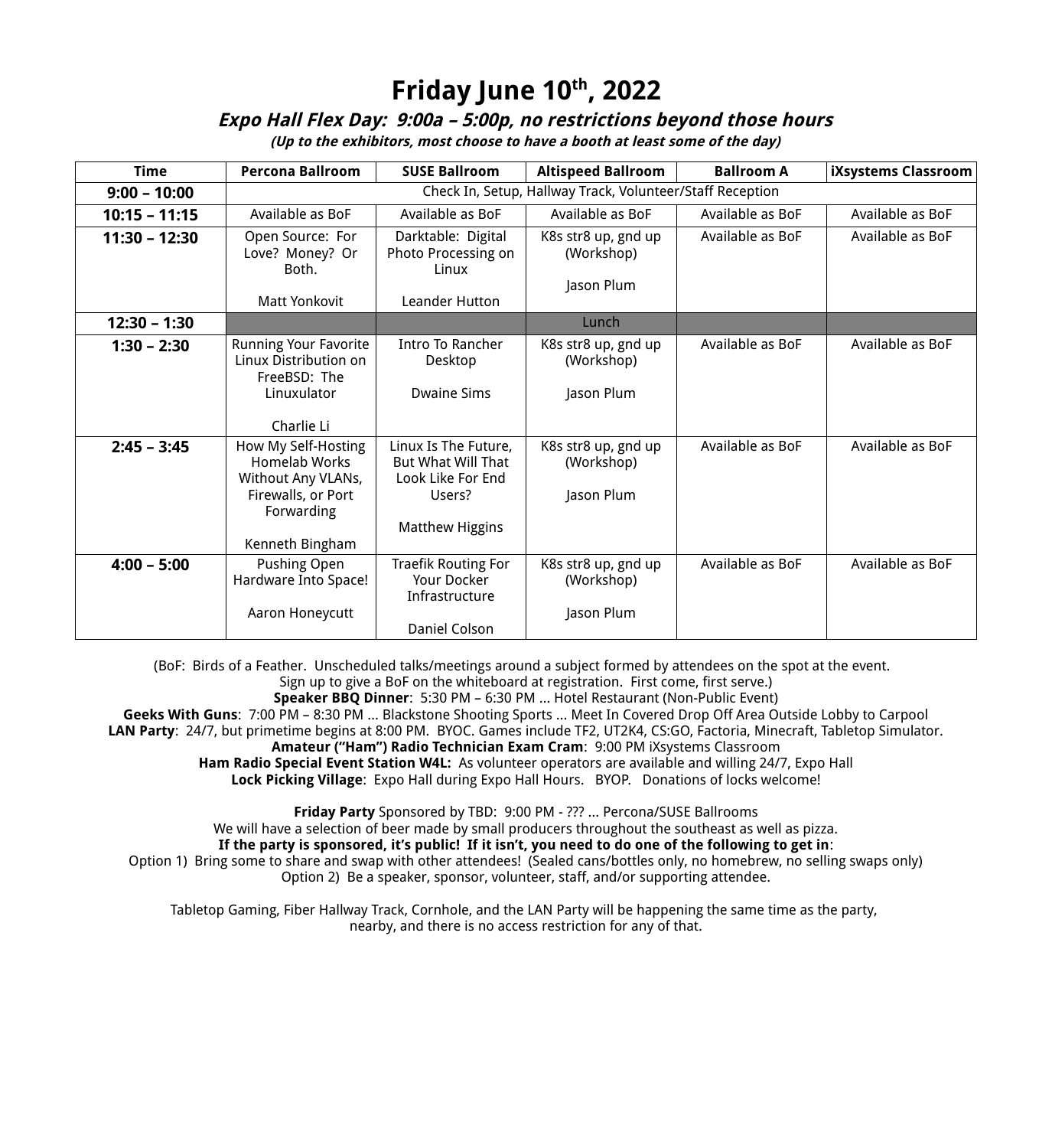# Friday June 10th, 2022

### *Expo Hall Flex Day: 9:00a – 5:00p, no restrictions beyond those hours*

***(Up to the exhibitors, most choose to have a booth at least some of the day)***

| Time | Percona Ballroom | SUSE Ballroom | Altispeed Ballroom | Ballroom A | iXsystems Classroom |
|---|---|---|---|---|---|
| **9:00 – 10:00** | Check In, Setup, Hallway Track, Volunteer/Staff Reception | | | | |
| **10:15 – 11:15** | Available as BoF | Available as BoF | Available as BoF | Available as BoF | Available as BoF |
| **11:30 – 12:30** | Open Source: For Love? Money? Or Both.<br><br>Matt Yonkovit | Darktable: Digital Photo Processing on Linux<br><br>Leander Hutton | K8s str8 up, gnd up (Workshop)<br><br>Jason Plum | Available as BoF | Available as BoF |
| **12:30 – 1:30** | | | Lunch | | |
| **1:30 – 2:30** | Running Your Favorite Linux Distribution on FreeBSD: The Linuxulator<br><br>Charlie Li | Intro To Rancher Desktop<br><br>Dwaine Sims | K8s str8 up, gnd up (Workshop)<br><br>Jason Plum | Available as BoF | Available as BoF |
| **2:45 – 3:45** | How My Self-Hosting Homelab Works Without Any VLANs, Firewalls, or Port Forwarding<br><br>Kenneth Bingham | Linux Is The Future, But What Will That Look Like For End Users?<br><br>Matthew Higgins | K8s str8 up, gnd up (Workshop)<br><br>Jason Plum | Available as BoF | Available as BoF |
| **4:00 – 5:00** | Pushing Open Hardware Into Space!<br><br>Aaron Honeycutt | Traefik Routing For Your Docker Infrastructure<br><br>Daniel Colson | K8s str8 up, gnd up (Workshop)<br><br>Jason Plum | Available as BoF | Available as BoF |

(BoF: Birds of a Feather. Unscheduled talks/meetings around a subject formed by attendees on the spot at the event. Sign up to give a BoF on the whiteboard at registration. First come, first serve.)

**Speaker BBQ Dinner**: 5:30 PM – 6:30 PM ... Hotel Restaurant (Non-Public Event)

**Geeks With Guns**: 7:00 PM – 8:30 PM ... Blackstone Shooting Sports ... Meet In Covered Drop Off Area Outside Lobby to Carpool

**LAN Party**: 24/7, but primetime begins at 8:00 PM. BYOC. Games include TF2, UT2K4, CS:GO, Factoria, Minecraft, Tabletop Simulator.

**Amateur ("Ham") Radio Technician Exam Cram**: 9:00 PM iXsystems Classroom

**Ham Radio Special Event Station W4L:** As volunteer operators are available and willing 24/7, Expo Hall

**Lock Picking Village**: Expo Hall during Expo Hall Hours. BYOP. Donations of locks welcome!

**Friday Party** Sponsored by TBD: 9:00 PM - ??? ... Percona/SUSE Ballrooms

We will have a selection of beer made by small producers throughout the southeast as well as pizza.

**If the party is sponsored, it's public! If it isn't, you need to do one of the following to get in**:

Option 1) Bring some to share and swap with other attendees! (Sealed cans/bottles only, no homebrew, no selling swaps only)

Option 2) Be a speaker, sponsor, volunteer, staff, and/or supporting attendee.

Tabletop Gaming, Fiber Hallway Track, Cornhole, and the LAN Party will be happening the same time as the party, nearby, and there is no access restriction for any of that.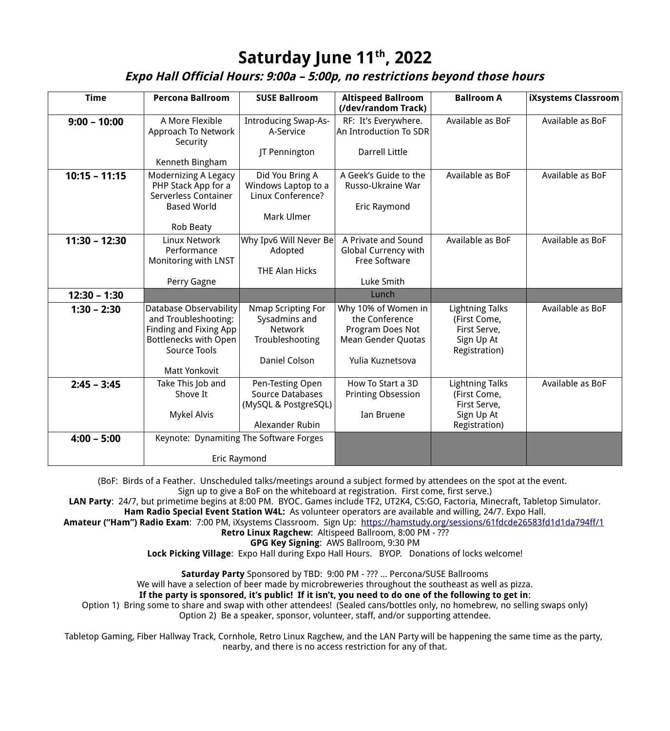# Saturday June 11th, 2022

## *Expo Hall Official Hours: 9:00a – 5:00p, no restrictions beyond those hours*

| Time | Percona Ballroom | SUSE Ballroom | Altispeed Ballroom (/dev/random Track) | Ballroom A | iXsystems Classroom |
|---|---|---|---|---|---|
| **9:00 – 10:00** | A More Flexible Approach To Network Security<br><br>Kenneth Bingham | Introducing Swap-As-A-Service<br><br>JT Pennington | RF: It's Everywhere. An Introduction To SDR<br><br>Darrell Little | Available as BoF | Available as BoF |
| **10:15 – 11:15** | Modernizing A Legacy PHP Stack App for a Serverless Container Based World<br><br>Rob Beaty | Did You Bring A Windows Laptop to a Linux Conference?<br><br>Mark Ulmer | A Geek's Guide to the Russo-Ukraine War<br><br>Eric Raymond | Available as BoF | Available as BoF |
| **11:30 – 12:30** | Linux Network Performance Monitoring with LNST<br><br>Perry Gagne | Why Ipv6 Will Never Be Adopted<br><br>THE Alan Hicks | A Private and Sound Global Currency with Free Software<br><br>Luke Smith | Available as BoF | Available as BoF |
| **12:30 – 1:30** | | | Lunch | | |
| **1:30 – 2:30** | Database Observability and Troubleshooting: Finding and Fixing App Bottlenecks with Open Source Tools<br><br>Matt Yonkovit | Nmap Scripting For Sysadmins and Network Troubleshooting<br><br>Daniel Colson | Why 10% of Women in the Conference Program Does Not Mean Gender Quotas<br><br>Yulia Kuznetsova | Lightning Talks (First Come, First Serve, Sign Up At Registration) | Available as BoF |
| **2:45 – 3:45** | Take This Job and Shove It<br><br>Mykel Alvis | Pen-Testing Open Source Databases (MySQL & PostgreSQL)<br><br>Alexander Rubin | How To Start a 3D Printing Obsession<br><br>Ian Bruene | Lightning Talks (First Come, First Serve, Sign Up At Registration) | Available as BoF |
| **4:00 – 5:00** | Keynote: Dynamiting The Software Forges<br><br>Eric Raymond | | | | |

(BoF: Birds of a Feather. Unscheduled talks/meetings around a subject formed by attendees on the spot at the event. Sign up to give a BoF on the whiteboard at registration. First come, first serve.)

**LAN Party**: 24/7, but primetime begins at 8:00 PM. BYOC. Games include TF2, UT2K4, CS:GO, Factoria, Minecraft, Tabletop Simulator.

**Ham Radio Special Event Station W4L:** As volunteer operators are available and willing, 24/7. Expo Hall.

**Amateur ("Ham") Radio Exam**: 7:00 PM, iXsystems Classroom. Sign Up: https://hamstudy.org/sessions/61fdcde26583fd1d1da794ff/1

**Retro Linux Ragchew**: Altispeed Ballroom, 8:00 PM - ???

**GPG Key Signing**: AWS Ballroom, 9:30 PM

**Lock Picking Village**: Expo Hall during Expo Hall Hours. BYOP. Donations of locks welcome!

**Saturday Party** Sponsored by TBD: 9:00 PM - ??? ... Percona/SUSE Ballrooms

We will have a selection of beer made by microbreweries throughout the southeast as well as pizza.

**If the party is sponsored, it's public! If it isn't, you need to do one of the following to get in**:

Option 1) Bring some to share and swap with other attendees! (Sealed cans/bottles only, no homebrew, no selling swaps only)

Option 2) Be a speaker, sponsor, volunteer, staff, and/or supporting attendee.

Tabletop Gaming, Fiber Hallway Track, Cornhole, Retro Linux Ragchew, and the LAN Party will be happening the same time as the party, nearby, and there is no access restriction for any of that.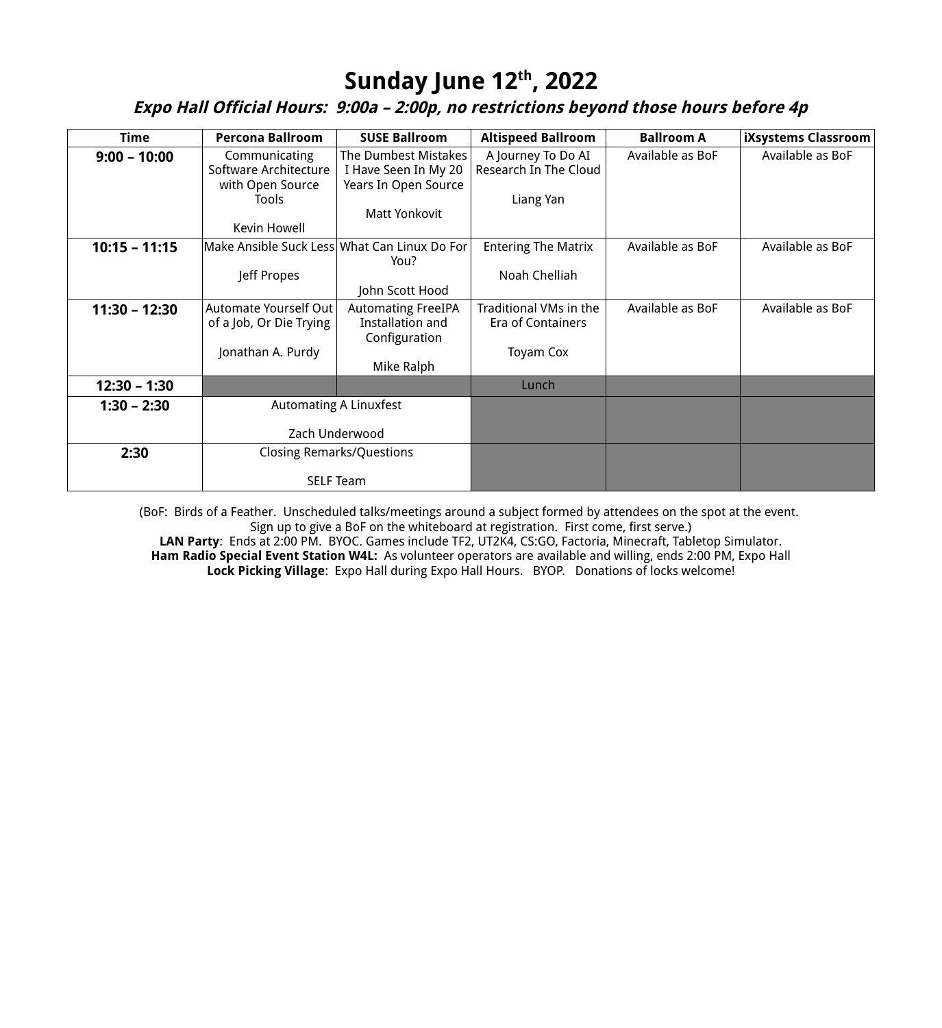# Sunday June 12th, 2022

***Expo Hall Official Hours: 9:00a – 2:00p, no restrictions beyond those hours before 4p***

| Time | Percona Ballroom | SUSE Ballroom | Altispeed Ballroom | Ballroom A | iXsystems Classroom |
|---|---|---|---|---|---|
| **9:00 – 10:00** | Communicating Software Architecture with Open Source Tools<br><br>Kevin Howell | The Dumbest Mistakes I Have Seen In My 20 Years In Open Source<br><br>Matt Yonkovit | A Journey To Do AI Research In The Cloud<br><br>Liang Yan | Available as BoF | Available as BoF |
| **10:15 – 11:15** | Make Ansible Suck Less<br><br>Jeff Propes | What Can Linux Do For You?<br><br>John Scott Hood | Entering The Matrix<br><br>Noah Chelliah | Available as BoF | Available as BoF |
| **11:30 – 12:30** | Automate Yourself Out of a Job, Or Die Trying<br><br>Jonathan A. Purdy | Automating FreeIPA Installation and Configuration<br><br>Mike Ralph | Traditional VMs in the Era of Containers<br><br>Toyam Cox | Available as BoF | Available as BoF |
| **12:30 – 1:30** | | | Lunch | | |
| **1:30 – 2:30** | Automating A Linuxfest<br><br>Zach Underwood | | | | |
| **2:30** | Closing Remarks/Questions<br><br>SELF Team | | | | |

(BoF: Birds of a Feather. Unscheduled talks/meetings around a subject formed by attendees on the spot at the event. Sign up to give a BoF on the whiteboard at registration. First come, first serve.)

**LAN Party**: Ends at 2:00 PM. BYOC. Games include TF2, UT2K4, CS:GO, Factoria, Minecraft, Tabletop Simulator.

**Ham Radio Special Event Station W4L:** As volunteer operators are available and willing, ends 2:00 PM, Expo Hall

**Lock Picking Village**: Expo Hall during Expo Hall Hours. BYOP. Donations of locks welcome!